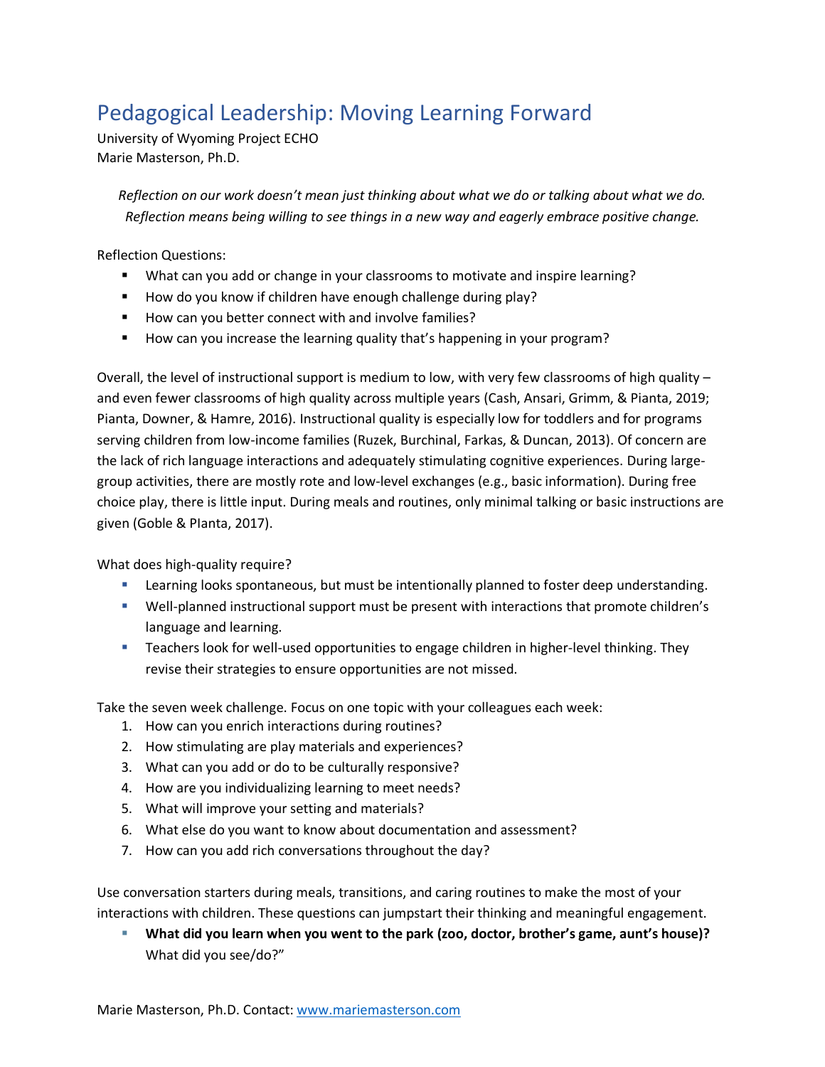# Pedagogical Leadership: Moving Learning Forward

University of Wyoming Project ECHO
Marie Masterson, Ph.D.

*Reflection on our work doesn't mean just thinking about what we do or talking about what we do. Reflection means being willing to see things in a new way and eagerly embrace positive change.*

Reflection Questions:

- What can you add or change in your classrooms to motivate and inspire learning?
- How do you know if children have enough challenge during play?
- How can you better connect with and involve families?
- How can you increase the learning quality that's happening in your program?

Overall, the level of instructional support is medium to low, with very few classrooms of high quality – and even fewer classrooms of high quality across multiple years (Cash, Ansari, Grimm, & Pianta, 2019; Pianta, Downer, & Hamre, 2016). Instructional quality is especially low for toddlers and for programs serving children from low-income families (Ruzek, Burchinal, Farkas, & Duncan, 2013). Of concern are the lack of rich language interactions and adequately stimulating cognitive experiences. During large-group activities, there are mostly rote and low-level exchanges (e.g., basic information). During free choice play, there is little input. During meals and routines, only minimal talking or basic instructions are given (Goble & PIanta, 2017).

What does high-quality require?

- Learning looks spontaneous, but must be intentionally planned to foster deep understanding.
- Well-planned instructional support must be present with interactions that promote children's language and learning.
- Teachers look for well-used opportunities to engage children in higher-level thinking. They revise their strategies to ensure opportunities are not missed.

Take the seven week challenge. Focus on one topic with your colleagues each week:

1. How can you enrich interactions during routines?
2. How stimulating are play materials and experiences?
3. What can you add or do to be culturally responsive?
4. How are you individualizing learning to meet needs?
5. What will improve your setting and materials?
6. What else do you want to know about documentation and assessment?
7. How can you add rich conversations throughout the day?

Use conversation starters during meals, transitions, and caring routines to make the most of your interactions with children. These questions can jumpstart their thinking and meaningful engagement.

- **What did you learn when you went to the park (zoo, doctor, brother's game, aunt's house)?** What did you see/do?"

Marie Masterson, Ph.D. Contact: [www.mariemasterson.com](http://www.mariemasterson.com)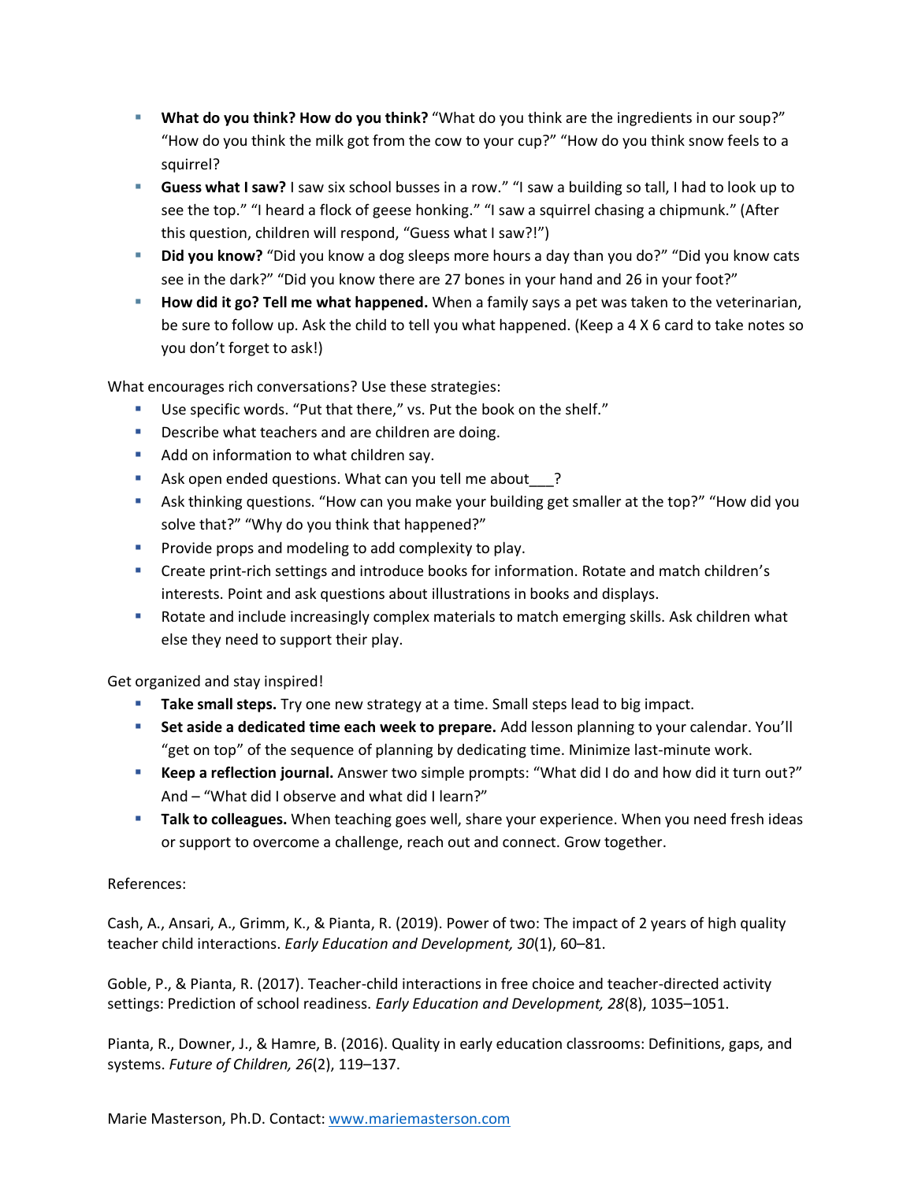- **What do you think? How do you think?** "What do you think are the ingredients in our soup?" "How do you think the milk got from the cow to your cup?" "How do you think snow feels to a squirrel?
- **Guess what I saw?** I saw six school busses in a row." "I saw a building so tall, I had to look up to see the top." "I heard a flock of geese honking." "I saw a squirrel chasing a chipmunk." (After this question, children will respond, "Guess what I saw?!")
- **Did you know?** "Did you know a dog sleeps more hours a day than you do?" "Did you know cats see in the dark?" "Did you know there are 27 bones in your hand and 26 in your foot?"
- **How did it go? Tell me what happened.** When a family says a pet was taken to the veterinarian, be sure to follow up. Ask the child to tell you what happened. (Keep a 4 X 6 card to take notes so you don't forget to ask!)

What encourages rich conversations? Use these strategies:

- Use specific words. "Put that there," vs. Put the book on the shelf."
- Describe what teachers and are children are doing.
- Add on information to what children say.
- Ask open ended questions. What can you tell me about___?
- Ask thinking questions. "How can you make your building get smaller at the top?" "How did you solve that?" "Why do you think that happened?"
- Provide props and modeling to add complexity to play.
- Create print-rich settings and introduce books for information. Rotate and match children's interests. Point and ask questions about illustrations in books and displays.
- Rotate and include increasingly complex materials to match emerging skills. Ask children what else they need to support their play.

Get organized and stay inspired!

- **Take small steps.** Try one new strategy at a time. Small steps lead to big impact.
- **Set aside a dedicated time each week to prepare.** Add lesson planning to your calendar. You'll "get on top" of the sequence of planning by dedicating time. Minimize last-minute work.
- **Keep a reflection journal.** Answer two simple prompts: "What did I do and how did it turn out?" And – "What did I observe and what did I learn?"
- **Talk to colleagues.** When teaching goes well, share your experience. When you need fresh ideas or support to overcome a challenge, reach out and connect. Grow together.

References:

Cash, A., Ansari, A., Grimm, K., & Pianta, R. (2019). Power of two: The impact of 2 years of high quality teacher child interactions. *Early Education and Development, 30*(1), 60–81.

Goble, P., & Pianta, R. (2017). Teacher-child interactions in free choice and teacher-directed activity settings: Prediction of school readiness. *Early Education and Development, 28*(8), 1035–1051.

Pianta, R., Downer, J., & Hamre, B. (2016). Quality in early education classrooms: Definitions, gaps, and systems. *Future of Children, 26*(2), 119–137.

Marie Masterson, Ph.D. Contact: [www.mariemasterson.com](http://www.mariemasterson.com)